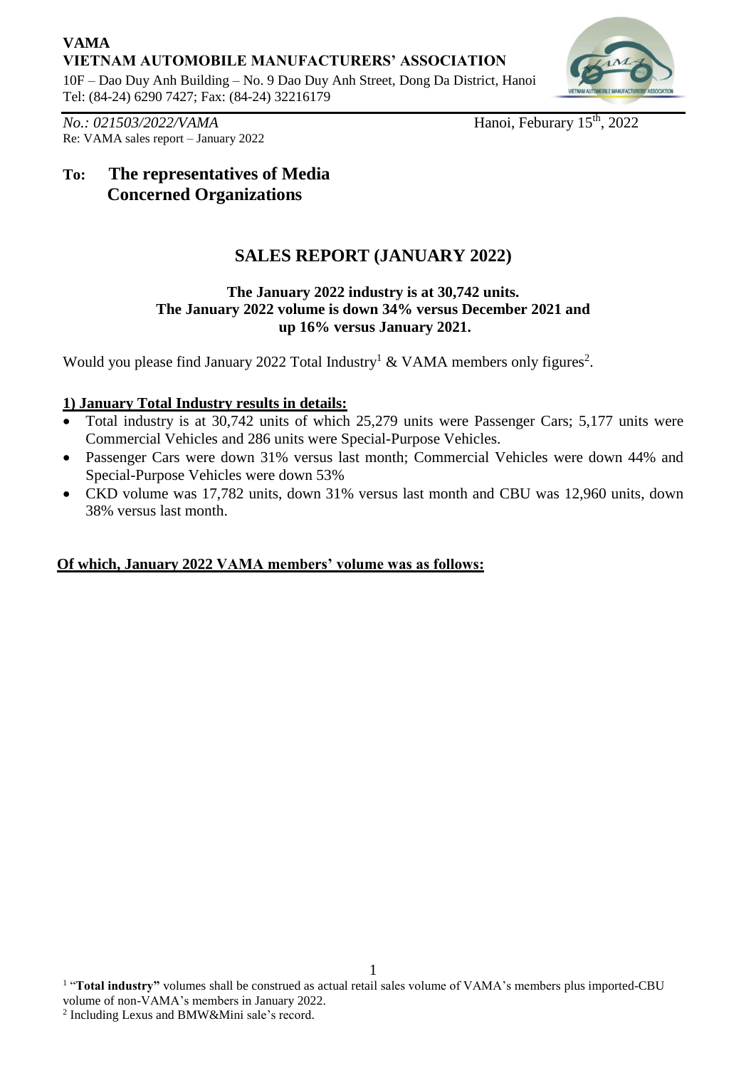**VAMA**
**VIETNAM AUTOMOBILE MANUFACTURERS' ASSOCIATION**
10F – Dao Duy Anh Building – No. 9 Dao Duy Anh Street, Dong Da District, Hanoi
Tel: (84-24) 6290 7427; Fax: (84-24) 32216179

*No.: 021503/2022/VAMA* Hanoi, Feburary 15th, 2022
Re: VAMA sales report – January 2022

**To: The representatives of Media**
**Concerned Organizations**

## SALES REPORT (JANUARY 2022)

**The January 2022 industry is at 30,742 units.**
**The January 2022 volume is down 34% versus December 2021 and up 16% versus January 2021.**

Would you please find January 2022 Total Industry[1] & VAMA members only figures[2].

**1) January Total Industry results in details:**

- Total industry is at 30,742 units of which 25,279 units were Passenger Cars; 5,177 units were Commercial Vehicles and 286 units were Special-Purpose Vehicles.
- Passenger Cars were down 31% versus last month; Commercial Vehicles were down 44% and Special-Purpose Vehicles were down 53%
- CKD volume was 17,782 units, down 31% versus last month and CBU was 12,960 units, down 38% versus last month.

**Of which, January 2022 VAMA members' volume was as follows:**

[1] "**Total industry"** volumes shall be construed as actual retail sales volume of VAMA's members plus imported-CBU volume of non-VAMA's members in January 2022.
[2] Including Lexus and BMW&Mini sale's record.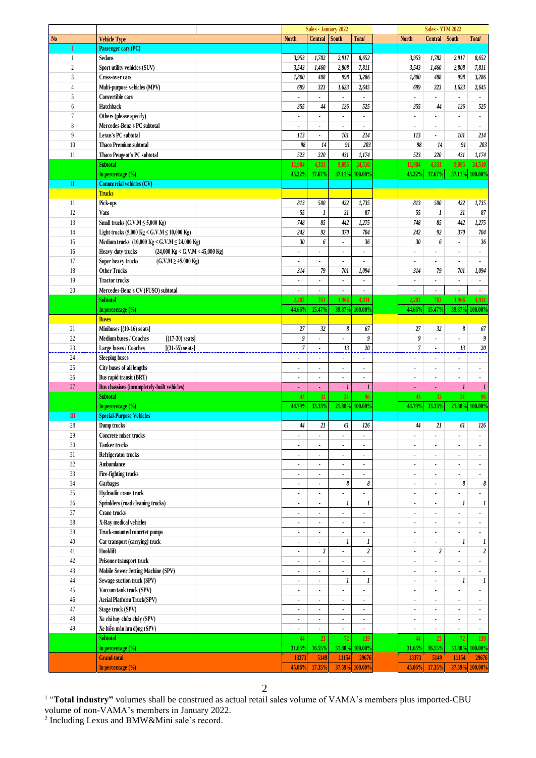| No | Vehicle Type | | Sales - January 2022 | | | | | Sales - YTM 2022 | | | |
|---|---|---|---|---|---|---|---|---|---|---|---|
| | | | North | Central | South | Total | | North | Central | South | Total |
| I | Passenger cars (PC) | | | | | | | | | | |
| 1 | Sedans | | 3,953 | 1,782 | 2,917 | 8,652 | | 3,953 | 1,782 | 2,917 | 8,652 |
| 2 | Sport utility vehicles (SUV) | | 3,543 | 1,460 | 2,808 | 7,811 | | 3,543 | 1,460 | 2,808 | 7,811 |
| 3 | Cross-over cars | | 1,800 | 488 | 998 | 3,286 | | 1,800 | 488 | 998 | 3,286 |
| 4 | Multi-purpose vehicles (MPV) | | 699 | 323 | 1,623 | 2,645 | | 699 | 323 | 1,623 | 2,645 |
| 5 | Convertible cars | | - | - | - | - | | - | - | - | - |
| 6 | Hatchback | | 355 | 44 | 126 | 525 | | 355 | 44 | 126 | 525 |
| 7 | Others (please specify) | | - | - | - | - | | - | - | - | - |
| 8 | Mercedes-Benz's PC subtotal | | - | - | - | - | | - | - | - | - |
| 9 | Lexus's PC subtotal | | 113 | - | 101 | 214 | | 113 | - | 101 | 214 |
| 10 | Thaco Premium subtotal | | 98 | 14 | 91 | 203 | | 98 | 14 | 91 | 203 |
| 11 | Thaco Peugeot's PC subtotal | | 523 | 220 | 431 | 1,174 | | 523 | 220 | 431 | 1,174 |
| | Subtotal | | 11,084 | 4,331 | 9,095 | 24,510 | | 11,084 | 4,331 | 9,095 | 24,510 |
| | In percentage (%) | | 45.22% | 17.67% | 37.11% | 100.00% | | 45.22% | 17.67% | 37.11% | 100.00% |
| II | Commercial vehicles (CV) | | | | | | | | | | |
| | Trucks | | | | | | | | | | |
| 11 | Pick-ups | | 813 | 500 | 422 | 1,735 | | 813 | 500 | 422 | 1,735 |
| 12 | Vans | | 55 | 1 | 31 | 87 | | 55 | 1 | 31 | 87 |
| 13 | Small trucks (G.V.M ≤ 5,000 Kg) | | 748 | 85 | 442 | 1,275 | | 748 | 85 | 442 | 1,275 |
| 14 | Light trucks (5,000 Kg < G.V.M ≤ 10,000 Kg) | | 242 | 92 | 370 | 704 | | 242 | 92 | 370 | 704 |
| 15 | Medium trucks (10,000 Kg < G.V.M ≤ 24,000 Kg) | | 30 | 6 | - | 36 | | 30 | 6 | - | 36 |
| 16 | Heavy-duty trucks | (24,000 Kg < G.V.M < 45,000 Kg) | - | - | - | - | | - | - | - | - |
| 17 | Super heavy trucks | (G.V.M ≥ 45,000 Kg) | - | - | - | - | | - | - | - | - |
| 18 | Other Trucks | | 314 | 79 | 701 | 1,094 | | 314 | 79 | 701 | 1,094 |
| 19 | Tractor trucks | | - | - | - | - | | - | - | - | - |
| 20 | Mercedes-Benz's CV (FUSO) subtotal | | - | - | - | - | | - | - | - | - |
| | Subtotal | | 2,202 | 763 | 1,966 | 4,931 | | 2,202 | 763 | 1,966 | 4,931 |
| | In percentage (%) | | 44.66% | 15.47% | 39.87% | 100.00% | | 44.66% | 15.47% | 39.87% | 100.00% |
| | Buses | | | | | | | | | | |
| 21 | Minibuses [(10-16) seats] | | 27 | 32 | 8 | 67 | | 27 | 32 | 8 | 67 |
| 22 | Medium buses / Coaches | [(17-30) seats] | 9 | - | - | 9 | | 9 | - | - | 9 |
| 23 | Large buses / Coaches | [(31-55) seats] | 7 | - | 13 | 20 | | 7 | - | 13 | 20 |
| 24 | Sleeping buses | | - | - | - | - | | - | - | - | - |
| 25 | City buses of all lengths | | - | - | - | - | | - | - | - | - |
| 26 | Bus rapid transit (BRT) | | - | - | - | - | | - | - | - | - |
| 27 | Bus chassises (incompletely-built vehicles) | | - | - | 1 | 1 | | - | - | 1 | 1 |
| | Subtotal | | 43 | 32 | 21 | 96 | | 43 | 32 | 21 | 96 |
| | In percentage (%) | | 44.79% | 33.33% | 21.88% | 100.00% | | 44.79% | 33.33% | 21.88% | 100.00% |
| III | Special-Purpose Vehicles | | | | | | | | | | |
| 28 | Dump trucks | | 44 | 21 | 61 | 126 | | 44 | 21 | 61 | 126 |
| 29 | Concrete mixer trucks | | - | - | - | - | | - | - | - | - |
| 30 | Tanker trucks | | - | - | - | - | | - | - | - | - |
| 31 | Refrigerator trucks | | - | - | - | - | | - | - | - | - |
| 32 | Ambulance | | - | - | - | - | | - | - | - | - |
| 33 | Fire-fighting trucks | | - | - | - | - | | - | - | - | - |
| 34 | Garbages | | - | - | 8 | 8 | | - | - | 8 | 8 |
| 35 | Hydraulic crane truck | | - | - | - | - | | - | - | - | - |
| 36 | Sprinklers (road cleaning trucks) | | - | - | 1 | 1 | | - | - | 1 | 1 |
| 37 | Crane trucks | | - | - | - | - | | - | - | - | - |
| 38 | X-Ray medical vehicles | | - | - | - | - | | - | - | - | - |
| 39 | Truck-mounted concrtet pumps | | - | - | - | - | | - | - | - | - |
| 40 | Car transport (carrying) truck | | - | - | 1 | 1 | | - | - | 1 | 1 |
| 41 | Hooklift | | - | 2 | - | 2 | | - | 2 | - | 2 |
| 42 | Prisoner transport truck | | - | - | - | - | | - | - | - | - |
| 43 | Mobile Sewer Jetting Machine (SPV) | | - | - | - | - | | - | - | - | - |
| 44 | Sewage suction truck (SPV) | | - | - | 1 | 1 | | - | - | 1 | 1 |
| 45 | Vaccum tank truck (SPV) | | - | - | - | - | | - | - | - | - |
| 46 | Aerial Platform Truck(SPV) | | - | - | - | - | | - | - | - | - |
| 47 | Stage truck (SPV) | | - | - | - | - | | - | - | - | - |
| 48 | Xe chỉ huy chữa cháy (SPV) | | - | - | - | - | | - | - | - | - |
| 49 | Xe hiến máu lưu động (SPV) | | - | - | - | - | | - | - | - | - |
| | Subtotal | | 44 | 23 | 72 | 139 | | 44 | 23 | 72 | 139 |
| | In percentage (%) | | 31.65% | 16.55% | 51.80% | 100.00% | | 31.65% | 16.55% | 51.80% | 100.00% |
| | Grand-total | | 13373 | 5149 | 11154 | 29676 | | 13373 | 5149 | 11154 | 29676 |
| | In percentage (%) | | 45.06% | 17.35% | 37.59% | 100.00% | | 45.06% | 17.35% | 37.59% | 100.00% |

[1] "**Total industry**" volumes shall be construed as actual retail sales volume of VAMA's members plus imported-CBU volume of non-VAMA's members in January 2022.

[2] Including Lexus and BMW&Mini sale's record.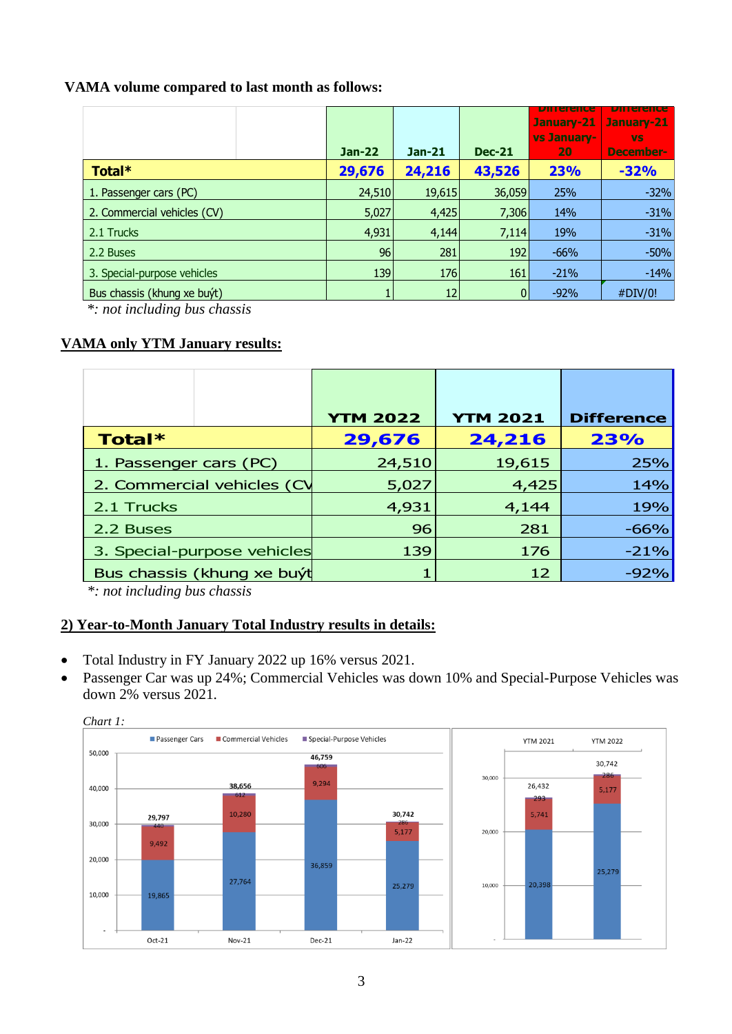**VAMA volume compared to last month as follows:**

| | Jan-22 | Jan-21 | Dec-21 | Difference January-21 vs January-20 | Difference January-21 vs December- |
|---|---|---|---|---|---|
| **Total*** | **29,676** | **24,216** | **43,526** | **23%** | **-32%** |
| 1. Passenger cars (PC) | 24,510 | 19,615 | 36,059 | 25% | -32% |
| 2. Commercial vehicles (CV) | 5,027 | 4,425 | 7,306 | 14% | -31% |
| 2.1 Trucks | 4,931 | 4,144 | 7,114 | 19% | -31% |
| 2.2 Buses | 96 | 281 | 192 | -66% | -50% |
| 3. Special-purpose vehicles | 139 | 176 | 161 | -21% | -14% |
| Bus chassis (khung xe buýt) | 1 | 12 | 0 | -92% | #DIV/0! |

*\*: not including bus chassis*

**<u>VAMA only YTM January results:</u>**

| | YTM 2022 | YTM 2021 | Difference |
|---|---|---|---|
| **Total*** | **29,676** | **24,216** | **23%** |
| 1. Passenger cars (PC) | 24,510 | 19,615 | 25% |
| 2. Commercial vehicles (CV | 5,027 | 4,425 | 14% |
| 2.1 Trucks | 4,931 | 4,144 | 19% |
| 2.2 Buses | 96 | 281 | -66% |
| 3. Special-purpose vehicles | 139 | 176 | -21% |
| Bus chassis (khung xe buýt | 1 | 12 | -92% |

*\*: not including bus chassis*

## 2) Year-to-Month January Total Industry results in details:

- Total Industry in FY January 2022 up 16% versus 2021.
- Passenger Car was up 24%; Commercial Vehicles was down 10% and Special-Purpose Vehicles was down 2% versus 2021.

*Chart 1:*

| | Passenger Cars | Commercial Vehicles | Special-Purpose Vehicles | Total |
|---|---|---|---|---|
| Oct-21 | 19,865 | 9,492 | 440 | 29,797 |
| Nov-21 | 27,764 | 10,280 | 612 | 38,656 |
| Dec-21 | 36,859 | 9,294 | 606 | 46,759 |
| Jan-22 | 25,279 | 5,177 | 286 | 30,742 |

| | Passenger Cars | Commercial Vehicles | Special-Purpose Vehicles | Total |
|---|---|---|---|---|
| YTM 2021 | 20,398 | 5,741 | 293 | 26,432 |
| YTM 2022 | 25,279 | 5,177 | 286 | 30,742 |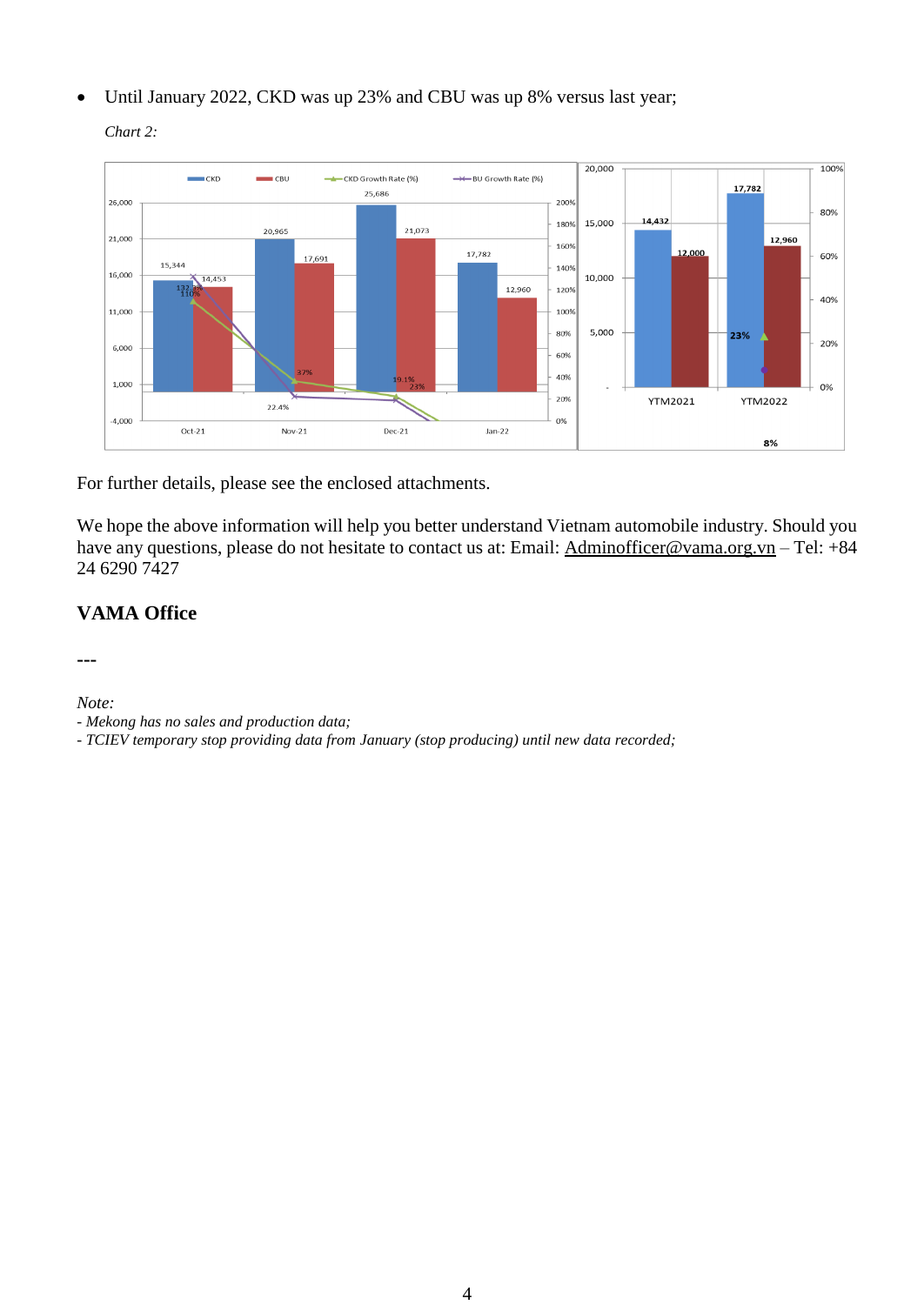- Until January 2022, CKD was up 23% and CBU was up 8% versus last year;

*Chart 2:*

CKD
CBU
CKD Growth Rate (%)
BU Growth Rate (%)

26,000
21,000
16,000
11,000
6,000
1,000
-4,000

200%
180%
160%
140%
120%
100%
80%
60%
40%
20%
0%

15,344
14,453
132.3%
110%
20,965
17,691
37%
22.4%
25,686
21,073
19.1%
23%
17,782
12,960

Oct-21
Nov-21
Dec-21
Jan-22

20,000
15,000
10,000
5,000
-

100%
80%
60%
40%
20%
0%

14,432
12,000
17,782
12,960
23%
8%

YTM2021
YTM2022

For further details, please see the enclosed attachments.

We hope the above information will help you better understand Vietnam automobile industry. Should you have any questions, please do not hesitate to contact us at: Email: Adminofficer@vama.org.vn – Tel: +84 24 6290 7427

## VAMA Office

---

*Note:*

*- Mekong has no sales and production data;*

*- TCIEV temporary stop providing data from January (stop producing) until new data recorded;*